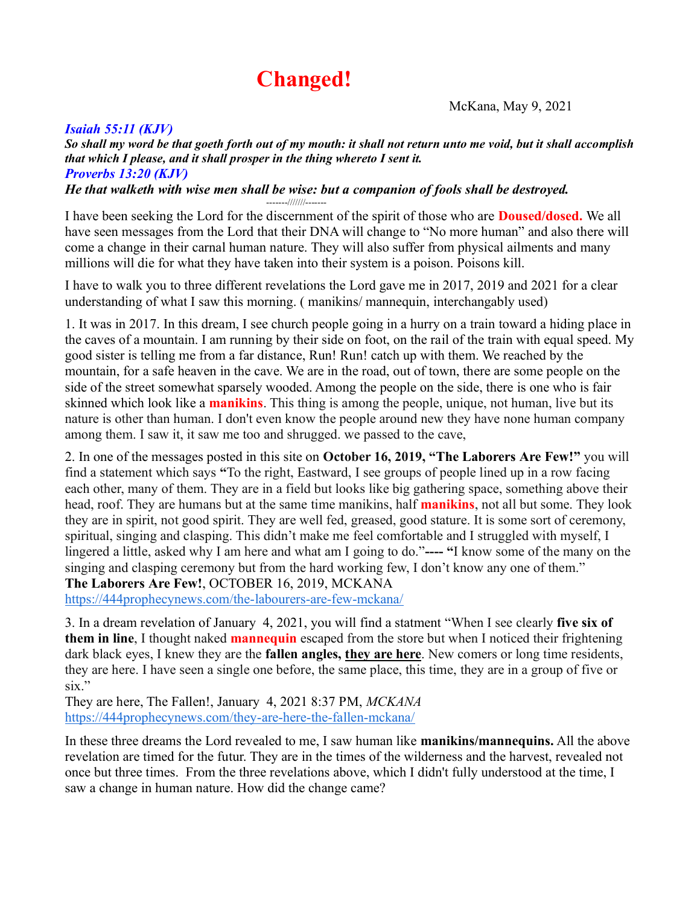# Changed!

McKana, May 9, 2021

***Isaiah 55:11 (KJV)***

***So shall my word be that goeth forth out of my mouth: it shall not return unto me void, but it shall accomplish that which I please, and it shall prosper in the thing whereto I sent it.***

***Proverbs 13:20 (KJV)***

***He that walketh with wise men shall be wise: but a companion of fools shall be destroyed.***

-------///////-------

I have been seeking the Lord for the discernment of the spirit of those who are **Doused/dosed.** We all have seen messages from the Lord that their DNA will change to "No more human" and also there will come a change in their carnal human nature. They will also suffer from physical ailments and many millions will die for what they have taken into their system is a poison. Poisons kill.

I have to walk you to three different revelations the Lord gave me in 2017, 2019 and 2021 for a clear understanding of what I saw this morning. ( manikins/ mannequin, interchangably used)

1. It was in 2017. In this dream, I see church people going in a hurry on a train toward a hiding place in the caves of a mountain. I am running by their side on foot, on the rail of the train with equal speed. My good sister is telling me from a far distance, Run! Run! catch up with them. We reached by the mountain, for a safe heaven in the cave. We are in the road, out of town, there are some people on the side of the street somewhat sparsely wooded. Among the people on the side, there is one who is fair skinned which look like a **manikins**. This thing is among the people, unique, not human, live but its nature is other than human. I don't even know the people around new they have none human company among them. I saw it, it saw me too and shrugged. we passed to the cave,

2. In one of the messages posted in this site on **October 16, 2019, "The Laborers Are Few!"** you will find a statement which says **"**To the right, Eastward, I see groups of people lined up in a row facing each other, many of them. They are in a field but looks like big gathering space, something above their head, roof. They are humans but at the same time manikins, half **manikins**, not all but some. They look they are in spirit, not good spirit. They are well fed, greased, good stature. It is some sort of ceremony, spiritual, singing and clasping. This didn't make me feel comfortable and I struggled with myself, I lingered a little, asked why I am here and what am I going to do."**---- "**I know some of the many on the singing and clasping ceremony but from the hard working few, I don't know any one of them."
**The Laborers Are Few!**, OCTOBER 16, 2019, MCKANA
https://444prophecynews.com/the-labourers-are-few-mckana/

3. In a dream revelation of January 4, 2021, you will find a statment "When I see clearly **five six of them in line**, I thought naked **mannequin** escaped from the store but when I noticed their frightening dark black eyes, I knew they are the **fallen angles, they are here**. New comers or long time residents, they are here. I have seen a single one before, the same place, this time, they are in a group of five or six."
They are here, The Fallen!, January 4, 2021 8:37 PM, *MCKANA*
https://444prophecynews.com/they-are-here-the-fallen-mckana/

In these three dreams the Lord revealed to me, I saw human like **manikins/mannequins.** All the above revelation are timed for the futur. They are in the times of the wilderness and the harvest, revealed not once but three times. From the three revelations above, which I didn't fully understood at the time, I saw a change in human nature. How did the change came?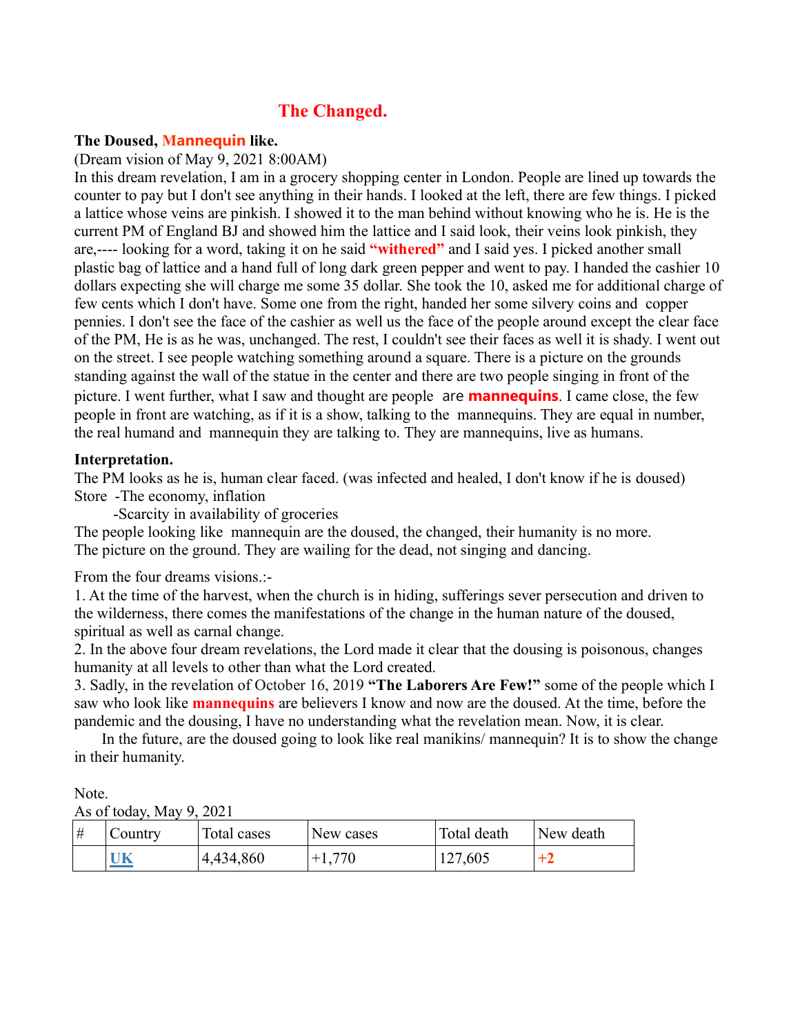# The Changed.

**The Doused, Mannequin like.**

(Dream vision of May 9, 2021 8:00AM)

In this dream revelation, I am in a grocery shopping center in London. People are lined up towards the counter to pay but I don't see anything in their hands. I looked at the left, there are few things. I picked a lattice whose veins are pinkish. I showed it to the man behind without knowing who he is. He is the current PM of England BJ and showed him the lattice and I said look, their veins look pinkish, they are,---- looking for a word, taking it on he said **"withered"** and I said yes. I picked another small plastic bag of lattice and a hand full of long dark green pepper and went to pay. I handed the cashier 10 dollars expecting she will charge me some 35 dollar. She took the 10, asked me for additional charge of few cents which I don't have. Some one from the right, handed her some silvery coins and copper pennies. I don't see the face of the cashier as well us the face of the people around except the clear face of the PM, He is as he was, unchanged. The rest, I couldn't see their faces as well it is shady. I went out on the street. I see people watching something around a square. There is a picture on the grounds standing against the wall of the statue in the center and there are two people singing in front of the picture. I went further, what I saw and thought are people are **mannequins**. I came close, the few people in front are watching, as if it is a show, talking to the mannequins. They are equal in number, the real humand and mannequin they are talking to. They are mannequins, live as humans.

**Interpretation.**

The PM looks as he is, human clear faced. (was infected and healed, I don't know if he is doused)
Store -The economy, inflation
-Scarcity in availability of groceries
The people looking like mannequin are the doused, the changed, their humanity is no more.
The picture on the ground. They are wailing for the dead, not singing and dancing.

From the four dreams visions.:-

1. At the time of the harvest, when the church is in hiding, sufferings sever persecution and driven to the wilderness, there comes the manifestations of the change in the human nature of the doused, spiritual as well as carnal change.
2. In the above four dream revelations, the Lord made it clear that the dousing is poisonous, changes humanity at all levels to other than what the Lord created.
3. Sadly, in the revelation of October 16, 2019 **"The Laborers Are Few!"** some of the people which I saw who look like **mannequins** are believers I know and now are the doused. At the time, before the pandemic and the dousing, I have no understanding what the revelation mean. Now, it is clear.

In the future, are the doused going to look like real manikins/ mannequin? It is to show the change in their humanity.

Note.
As of today, May 9, 2021

| # | Country | Total cases | New cases | Total death | New death |
|---|---|---|---|---|---|
| | UK | 4,434,860 | +1,770 | 127,605 | +2 |